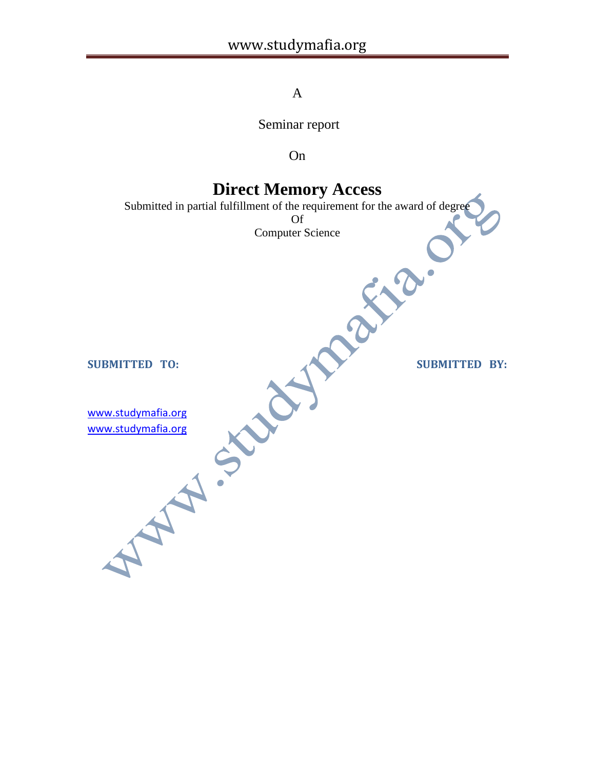A

Seminar report

On

# Direct Memory Access

Submitted in partial fulfillment of the requirement for the award of degree
Of
Computer Science

**SUBMITTED TO:**

**SUBMITTED BY:**

www.studymafia.org
www.studymafia.org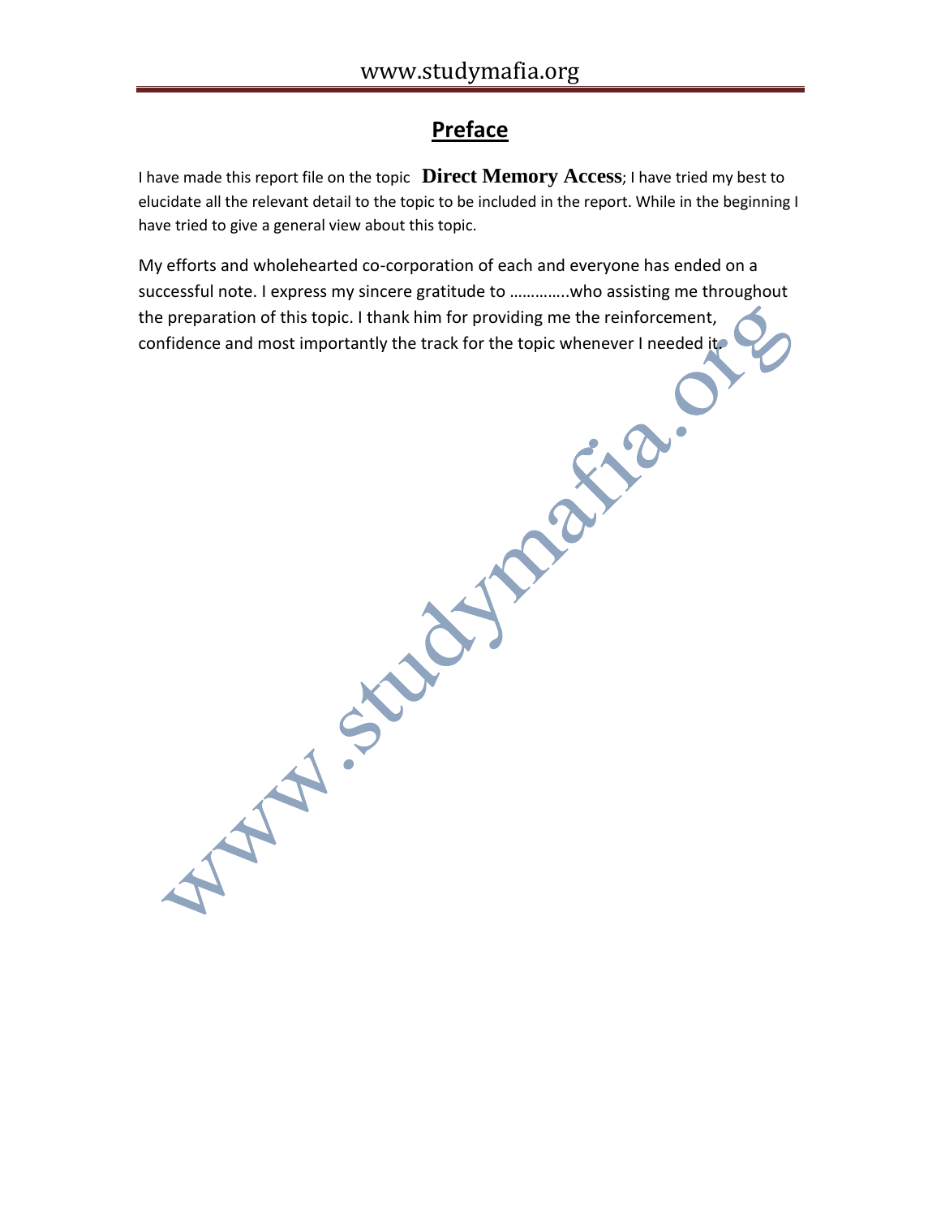# Preface

I have made this report file on the topic **Direct Memory Access**; I have tried my best to elucidate all the relevant detail to the topic to be included in the report. While in the beginning I have tried to give a general view about this topic.

My efforts and wholehearted co-corporation of each and everyone has ended on a successful note. I express my sincere gratitude to …………..who assisting me throughout the preparation of this topic. I thank him for providing me the reinforcement, confidence and most importantly the track for the topic whenever I needed it.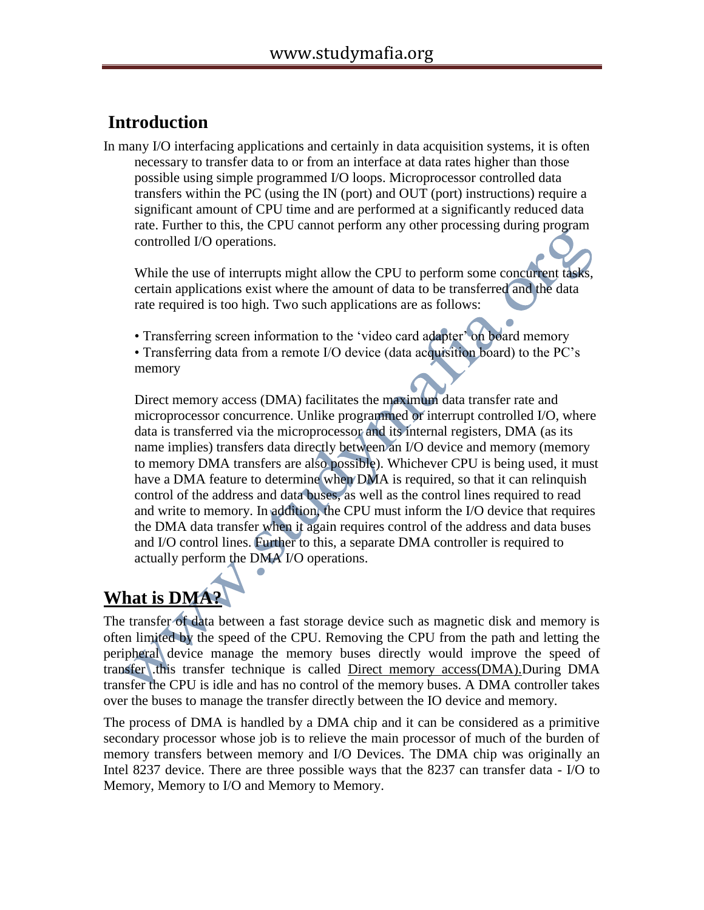## Introduction

In many I/O interfacing applications and certainly in data acquisition systems, it is often necessary to transfer data to or from an interface at data rates higher than those possible using simple programmed I/O loops. Microprocessor controlled data transfers within the PC (using the IN (port) and OUT (port) instructions) require a significant amount of CPU time and are performed at a significantly reduced data rate. Further to this, the CPU cannot perform any other processing during program controlled I/O operations.

While the use of interrupts might allow the CPU to perform some concurrent tasks, certain applications exist where the amount of data to be transferred and the data rate required is too high. Two such applications are as follows:

• Transferring screen information to the 'video card adapter' on board memory
• Transferring data from a remote I/O device (data acquisition board) to the PC's memory

Direct memory access (DMA) facilitates the maximum data transfer rate and microprocessor concurrence. Unlike programmed or interrupt controlled I/O, where data is transferred via the microprocessor and its internal registers, DMA (as its name implies) transfers data directly between an I/O device and memory (memory to memory DMA transfers are also possible). Whichever CPU is being used, it must have a DMA feature to determine when DMA is required, so that it can relinquish control of the address and data buses, as well as the control lines required to read and write to memory. In addition, the CPU must inform the I/O device that requires the DMA data transfer when it again requires control of the address and data buses and I/O control lines. Further to this, a separate DMA controller is required to actually perform the DMA I/O operations.

## What is DMA?

The transfer of data between a fast storage device such as magnetic disk and memory is often limited by the speed of the CPU. Removing the CPU from the path and letting the peripheral device manage the memory buses directly would improve the speed of transfer .this transfer technique is called Direct memory access(DMA).During DMA transfer the CPU is idle and has no control of the memory buses. A DMA controller takes over the buses to manage the transfer directly between the IO device and memory.

The process of DMA is handled by a DMA chip and it can be considered as a primitive secondary processor whose job is to relieve the main processor of much of the burden of memory transfers between memory and I/O Devices. The DMA chip was originally an Intel 8237 device. There are three possible ways that the 8237 can transfer data - I/O to Memory, Memory to I/O and Memory to Memory.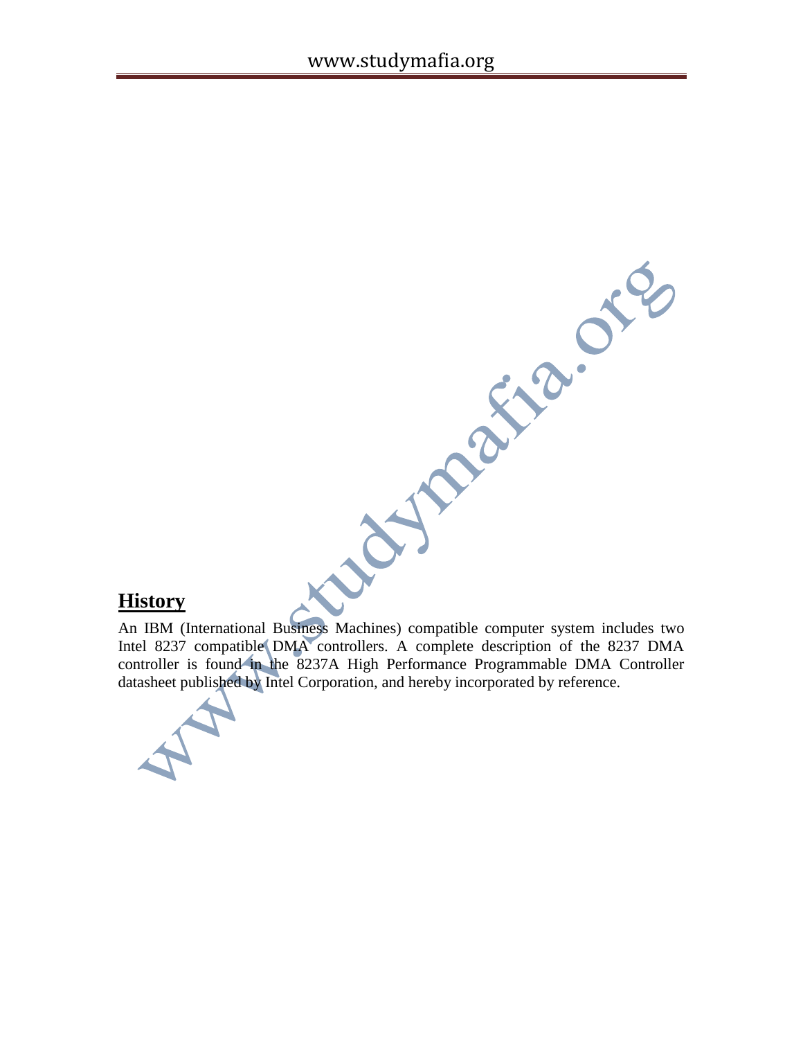## History

An IBM (International Business Machines) compatible computer system includes two Intel 8237 compatible DMA controllers. A complete description of the 8237 DMA controller is found in the 8237A High Performance Programmable DMA Controller datasheet published by Intel Corporation, and hereby incorporated by reference.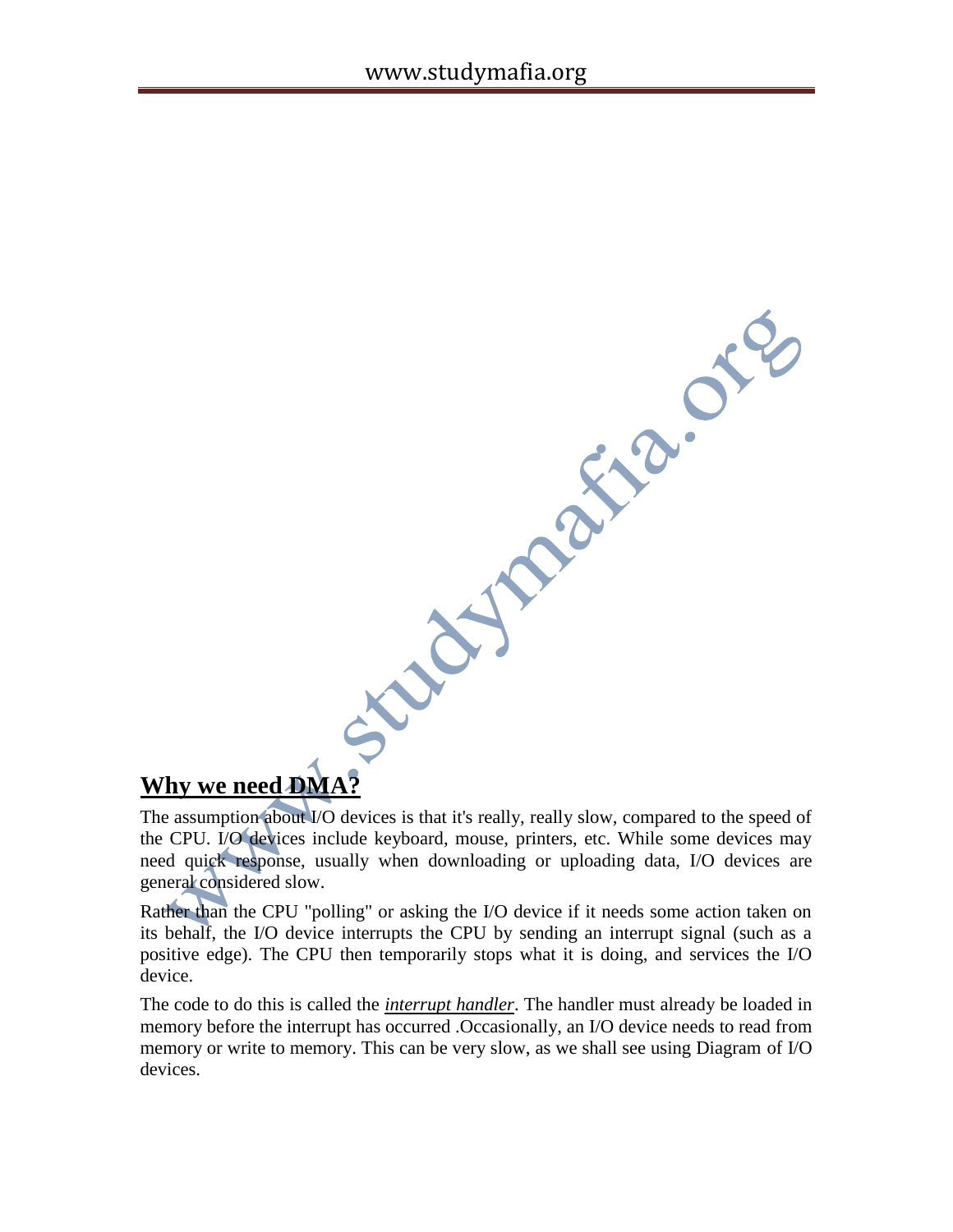## Why we need DMA?

The assumption about I/O devices is that it's really, really slow, compared to the speed of the CPU. I/O devices include keyboard, mouse, printers, etc. While some devices may need quick response, usually when downloading or uploading data, I/O devices are general considered slow.

Rather than the CPU "polling" or asking the I/O device if it needs some action taken on its behalf, the I/O device interrupts the CPU by sending an interrupt signal (such as a positive edge). The CPU then temporarily stops what it is doing, and services the I/O device.

The code to do this is called the *interrupt handler*. The handler must already be loaded in memory before the interrupt has occurred .Occasionally, an I/O device needs to read from memory or write to memory. This can be very slow, as we shall see using Diagram of I/O devices.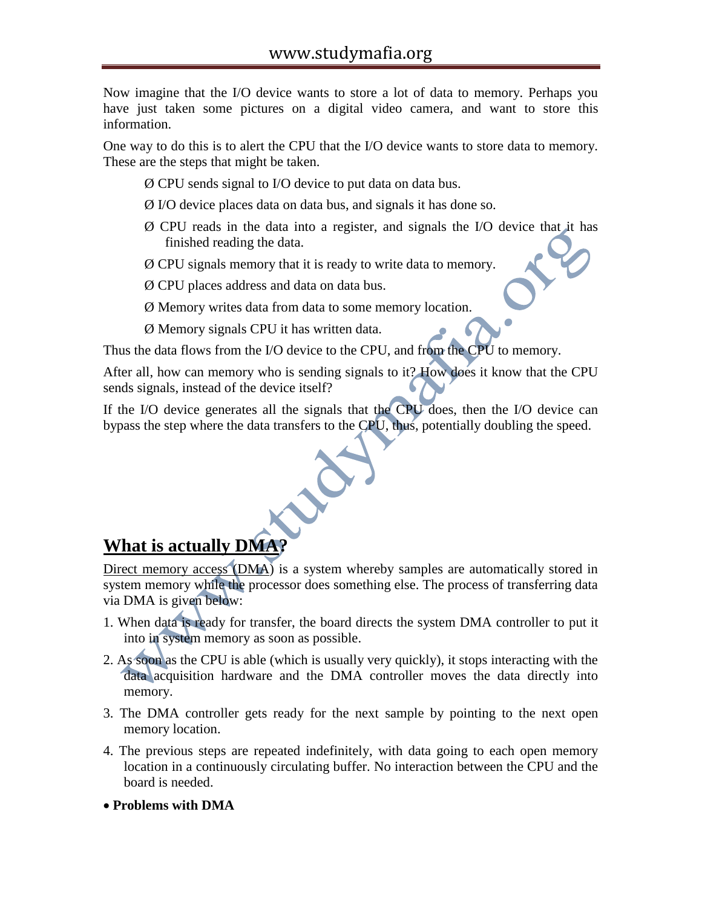Now imagine that the I/O device wants to store a lot of data to memory. Perhaps you have just taken some pictures on a digital video camera, and want to store this information.

One way to do this is to alert the CPU that the I/O device wants to store data to memory. These are the steps that might be taken.

- Ø CPU sends signal to I/O device to put data on data bus.
- Ø I/O device places data on data bus, and signals it has done so.
- Ø CPU reads in the data into a register, and signals the I/O device that it has finished reading the data.
- Ø CPU signals memory that it is ready to write data to memory.
- Ø CPU places address and data on data bus.
- Ø Memory writes data from data to some memory location.
- Ø Memory signals CPU it has written data.

Thus the data flows from the I/O device to the CPU, and from the CPU to memory.

After all, how can memory who is sending signals to it? How does it know that the CPU sends signals, instead of the device itself?

If the I/O device generates all the signals that the CPU does, then the I/O device can bypass the step where the data transfers to the CPU, thus, potentially doubling the speed.

## What is actually DMA?

Direct memory access (DMA) is a system whereby samples are automatically stored in system memory while the processor does something else. The process of transferring data via DMA is given below:

1. When data is ready for transfer, the board directs the system DMA controller to put it into in system memory as soon as possible.
2. As soon as the CPU is able (which is usually very quickly), it stops interacting with the data acquisition hardware and the DMA controller moves the data directly into memory.
3. The DMA controller gets ready for the next sample by pointing to the next open memory location.
4. The previous steps are repeated indefinitely, with data going to each open memory location in a continuously circulating buffer. No interaction between the CPU and the board is needed.

- **Problems with DMA**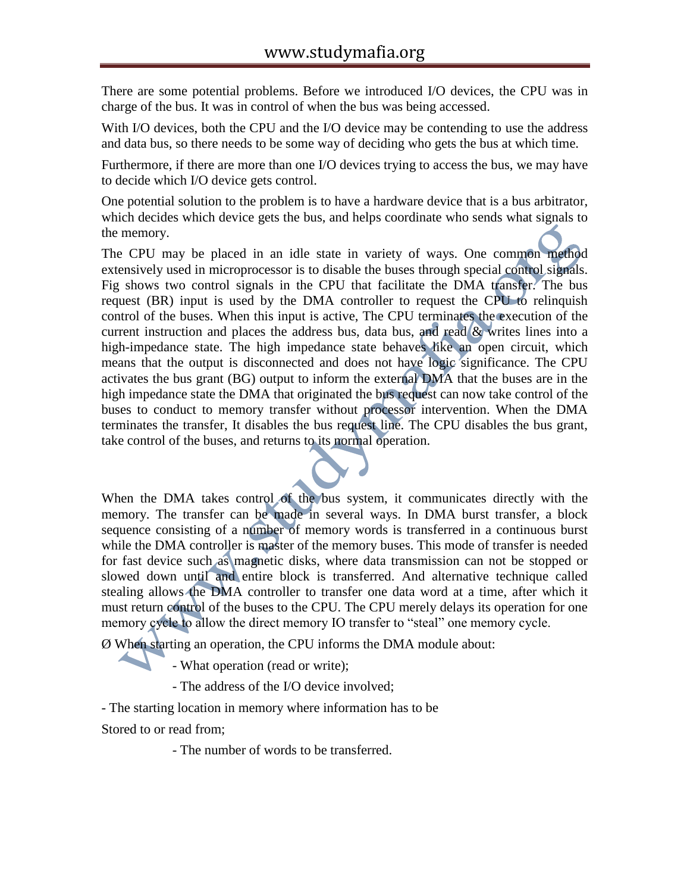There are some potential problems. Before we introduced I/O devices, the CPU was in charge of the bus. It was in control of when the bus was being accessed.

With I/O devices, both the CPU and the I/O device may be contending to use the address and data bus, so there needs to be some way of deciding who gets the bus at which time.

Furthermore, if there are more than one I/O devices trying to access the bus, we may have to decide which I/O device gets control.

One potential solution to the problem is to have a hardware device that is a bus arbitrator, which decides which device gets the bus, and helps coordinate who sends what signals to the memory.

The CPU may be placed in an idle state in variety of ways. One common method extensively used in microprocessor is to disable the buses through special control signals. Fig shows two control signals in the CPU that facilitate the DMA transfer. The bus request (BR) input is used by the DMA controller to request the CPU to relinquish control of the buses. When this input is active, The CPU terminates the execution of the current instruction and places the address bus, data bus, and read & writes lines into a high-impedance state. The high impedance state behaves like an open circuit, which means that the output is disconnected and does not have logic significance. The CPU activates the bus grant (BG) output to inform the external DMA that the buses are in the high impedance state the DMA that originated the bus request can now take control of the buses to conduct to memory transfer without processor intervention. When the DMA terminates the transfer, It disables the bus request line. The CPU disables the bus grant, take control of the buses, and returns to its normal operation.

When the DMA takes control of the bus system, it communicates directly with the memory. The transfer can be made in several ways. In DMA burst transfer, a block sequence consisting of a number of memory words is transferred in a continuous burst while the DMA controller is master of the memory buses. This mode of transfer is needed for fast device such as magnetic disks, where data transmission can not be stopped or slowed down until and entire block is transferred. And alternative technique called stealing allows the DMA controller to transfer one data word at a time, after which it must return control of the buses to the CPU. The CPU merely delays its operation for one memory cycle to allow the direct memory IO transfer to "steal" one memory cycle.

Ø When starting an operation, the CPU informs the DMA module about:

- What operation (read or write);
- The address of the I/O device involved;
- The starting location in memory where information has to be Stored to or read from;
- The number of words to be transferred.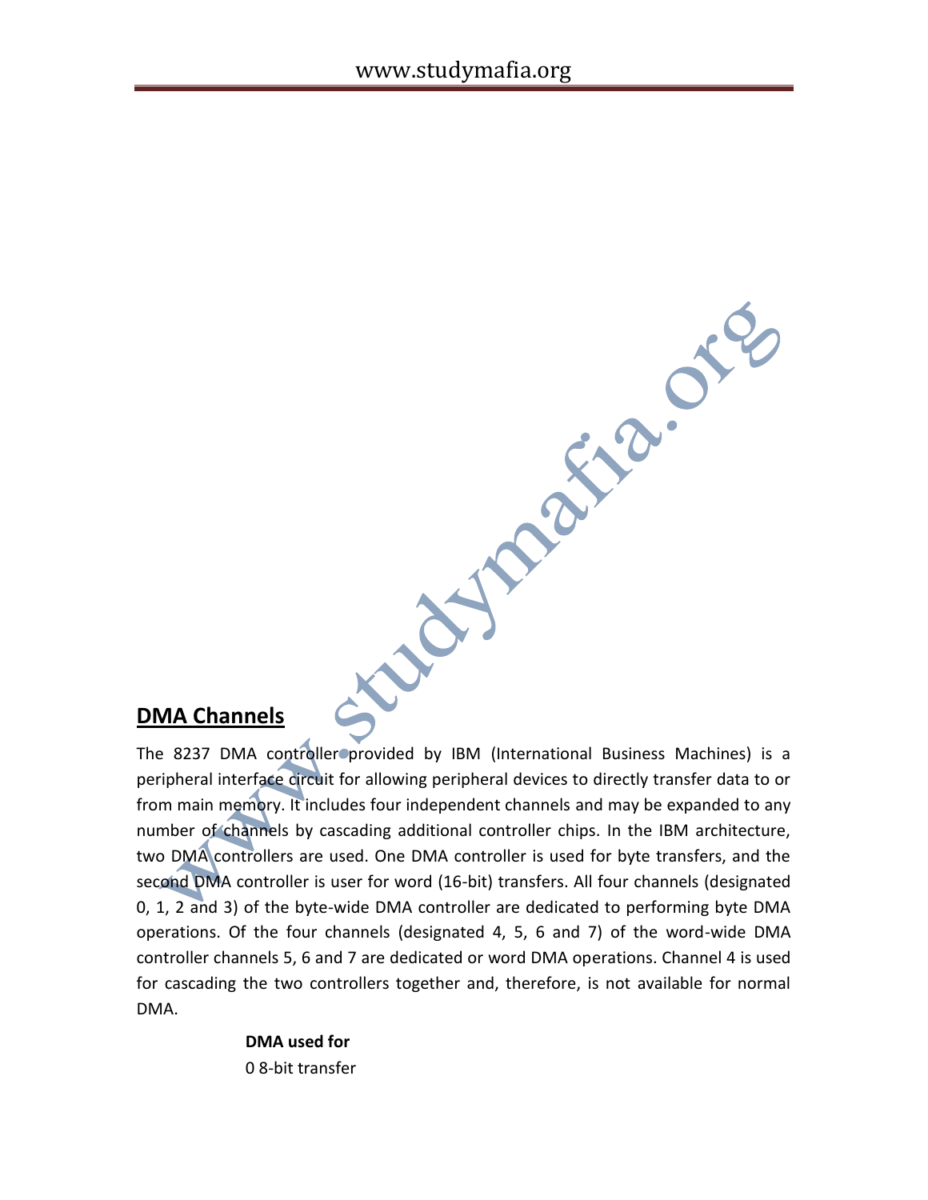## DMA Channels

The 8237 DMA controller provided by IBM (International Business Machines) is a peripheral interface circuit for allowing peripheral devices to directly transfer data to or from main memory. It includes four independent channels and may be expanded to any number of channels by cascading additional controller chips. In the IBM architecture, two DMA controllers are used. One DMA controller is used for byte transfers, and the second DMA controller is user for word (16-bit) transfers. All four channels (designated 0, 1, 2 and 3) of the byte-wide DMA controller are dedicated to performing byte DMA operations. Of the four channels (designated 4, 5, 6 and 7) of the word-wide DMA controller channels 5, 6 and 7 are dedicated or word DMA operations. Channel 4 is used for cascading the two controllers together and, therefore, is not available for normal DMA.

**DMA used for**

0 8-bit transfer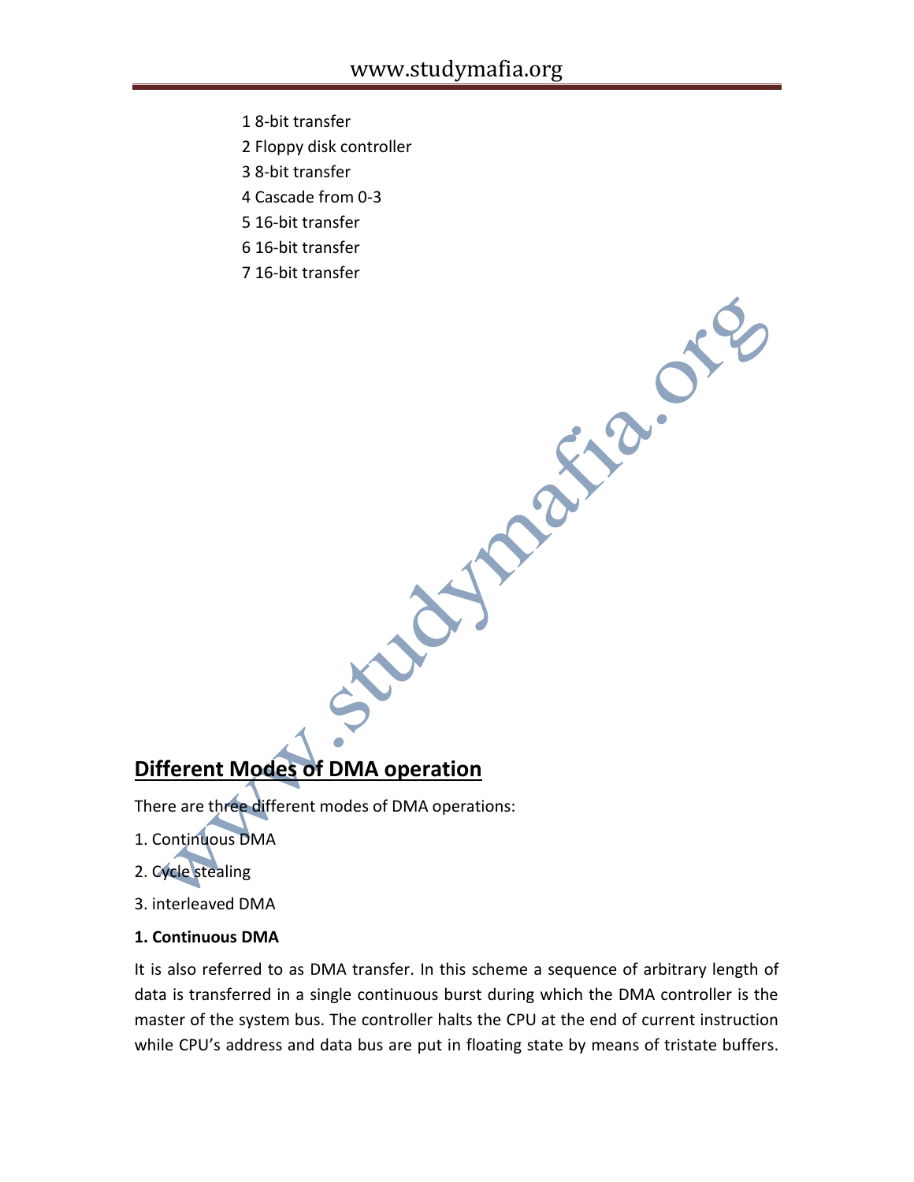1 8-bit transfer

2 Floppy disk controller

3 8-bit transfer

4 Cascade from 0-3

5 16-bit transfer

6 16-bit transfer

7 16-bit transfer

## Different Modes of DMA operation

There are three different modes of DMA operations:

1. Continuous DMA

2. Cycle stealing

3. interleaved DMA

**1. Continuous DMA**

It is also referred to as DMA transfer. In this scheme a sequence of arbitrary length of data is transferred in a single continuous burst during which the DMA controller is the master of the system bus. The controller halts the CPU at the end of current instruction while CPU's address and data bus are put in floating state by means of tristate buffers.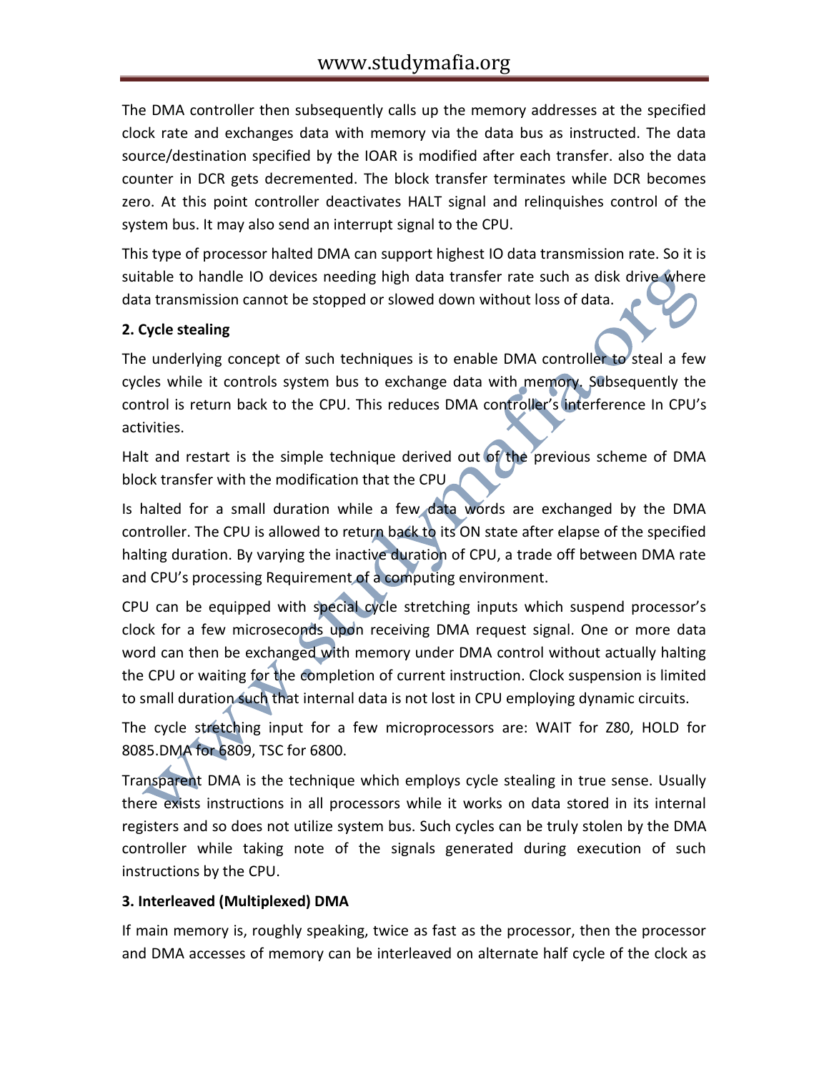The DMA controller then subsequently calls up the memory addresses at the specified clock rate and exchanges data with memory via the data bus as instructed. The data source/destination specified by the IOAR is modified after each transfer. also the data counter in DCR gets decremented. The block transfer terminates while DCR becomes zero. At this point controller deactivates HALT signal and relinquishes control of the system bus. It may also send an interrupt signal to the CPU.

This type of processor halted DMA can support highest IO data transmission rate. So it is suitable to handle IO devices needing high data transfer rate such as disk drive where data transmission cannot be stopped or slowed down without loss of data.

**2. Cycle stealing**

The underlying concept of such techniques is to enable DMA controller to steal a few cycles while it controls system bus to exchange data with memory. Subsequently the control is return back to the CPU. This reduces DMA controller's interference In CPU's activities.

Halt and restart is the simple technique derived out of the previous scheme of DMA block transfer with the modification that the CPU

Is halted for a small duration while a few data words are exchanged by the DMA controller. The CPU is allowed to return back to its ON state after elapse of the specified halting duration. By varying the inactive duration of CPU, a trade off between DMA rate and CPU's processing Requirement of a computing environment.

CPU can be equipped with special cycle stretching inputs which suspend processor's clock for a few microseconds upon receiving DMA request signal. One or more data word can then be exchanged with memory under DMA control without actually halting the CPU or waiting for the completion of current instruction. Clock suspension is limited to small duration such that internal data is not lost in CPU employing dynamic circuits.

The cycle stretching input for a few microprocessors are: WAIT for Z80, HOLD for 8085.DMA for 6809, TSC for 6800.

Transparent DMA is the technique which employs cycle stealing in true sense. Usually there exists instructions in all processors while it works on data stored in its internal registers and so does not utilize system bus. Such cycles can be truly stolen by the DMA controller while taking note of the signals generated during execution of such instructions by the CPU.

**3. Interleaved (Multiplexed) DMA**

If main memory is, roughly speaking, twice as fast as the processor, then the processor and DMA accesses of memory can be interleaved on alternate half cycle of the clock as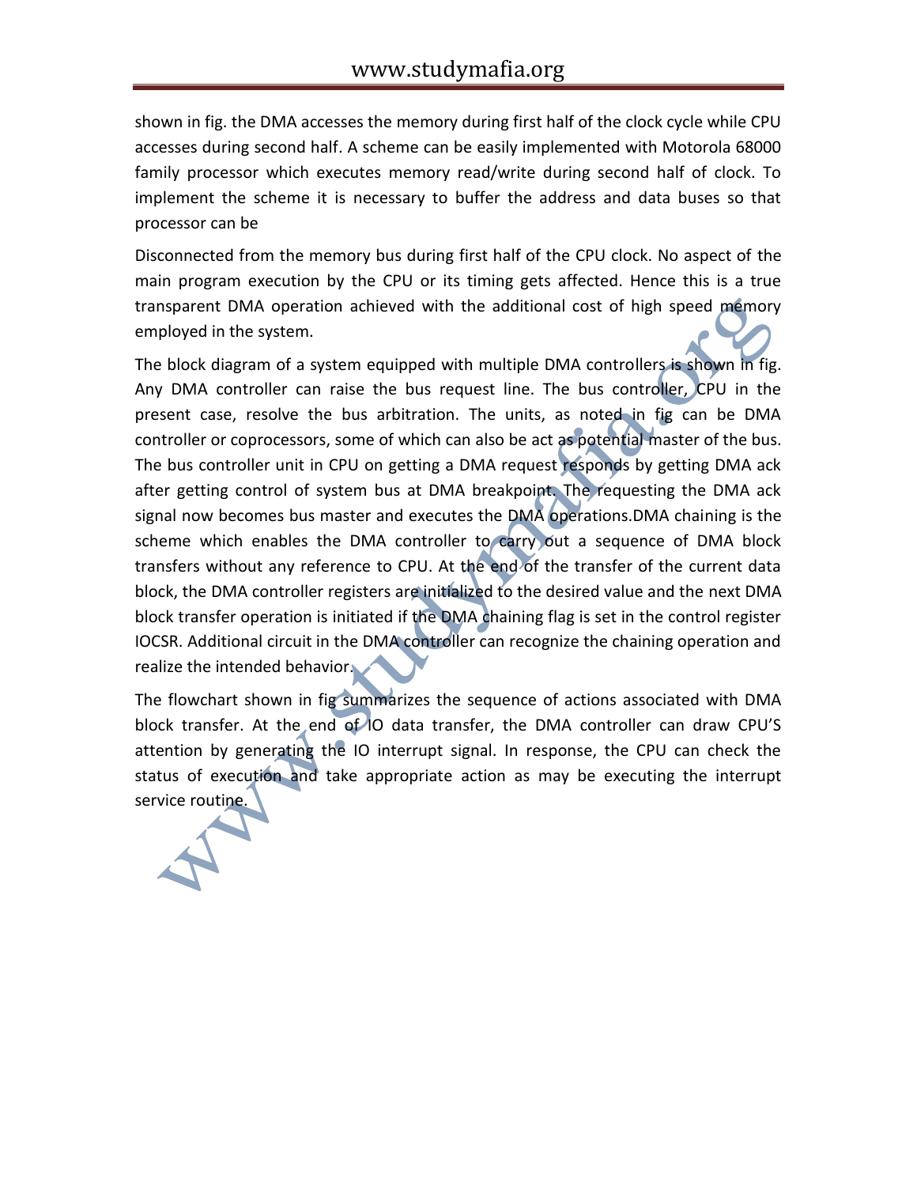shown in fig. the DMA accesses the memory during first half of the clock cycle while CPU accesses during second half. A scheme can be easily implemented with Motorola 68000 family processor which executes memory read/write during second half of clock. To implement the scheme it is necessary to buffer the address and data buses so that processor can be

Disconnected from the memory bus during first half of the CPU clock. No aspect of the main program execution by the CPU or its timing gets affected. Hence this is a true transparent DMA operation achieved with the additional cost of high speed memory employed in the system.

The block diagram of a system equipped with multiple DMA controllers is shown in fig. Any DMA controller can raise the bus request line. The bus controller, CPU in the present case, resolve the bus arbitration. The units, as noted in fig can be DMA controller or coprocessors, some of which can also be act as potential master of the bus. The bus controller unit in CPU on getting a DMA request responds by getting DMA ack after getting control of system bus at DMA breakpoint. The requesting the DMA ack signal now becomes bus master and executes the DMA operations.DMA chaining is the scheme which enables the DMA controller to carry out a sequence of DMA block transfers without any reference to CPU. At the end of the transfer of the current data block, the DMA controller registers are initialized to the desired value and the next DMA block transfer operation is initiated if the DMA chaining flag is set in the control register IOCSR. Additional circuit in the DMA controller can recognize the chaining operation and realize the intended behavior.

The flowchart shown in fig summarizes the sequence of actions associated with DMA block transfer. At the end of IO data transfer, the DMA controller can draw CPU'S attention by generating the IO interrupt signal. In response, the CPU can check the status of execution and take appropriate action as may be executing the interrupt service routine.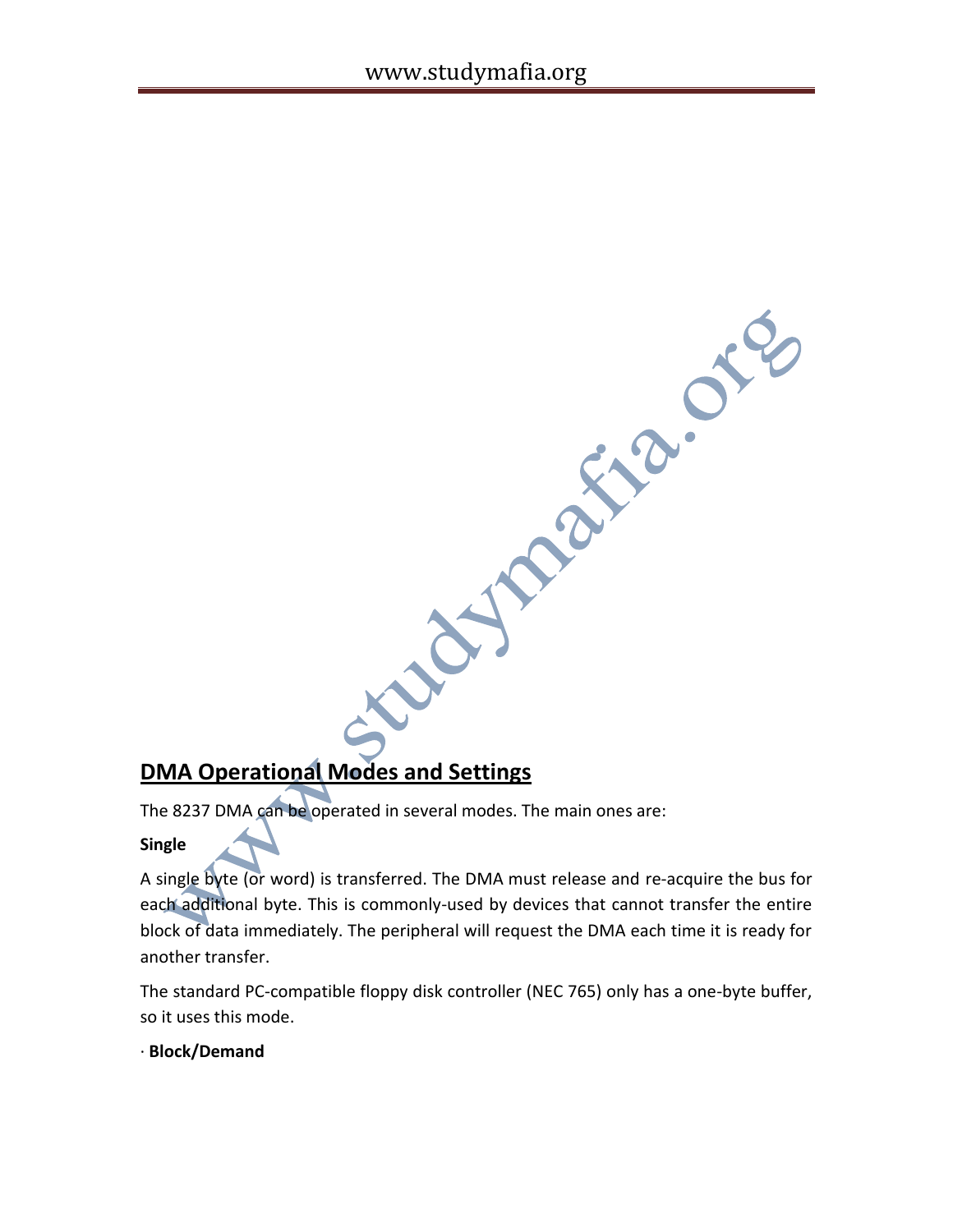## DMA Operational Modes and Settings

The 8237 DMA can be operated in several modes. The main ones are:

**Single**

A single byte (or word) is transferred. The DMA must release and re-acquire the bus for each additional byte. This is commonly-used by devices that cannot transfer the entire block of data immediately. The peripheral will request the DMA each time it is ready for another transfer.

The standard PC-compatible floppy disk controller (NEC 765) only has a one-byte buffer, so it uses this mode.

· **Block/Demand**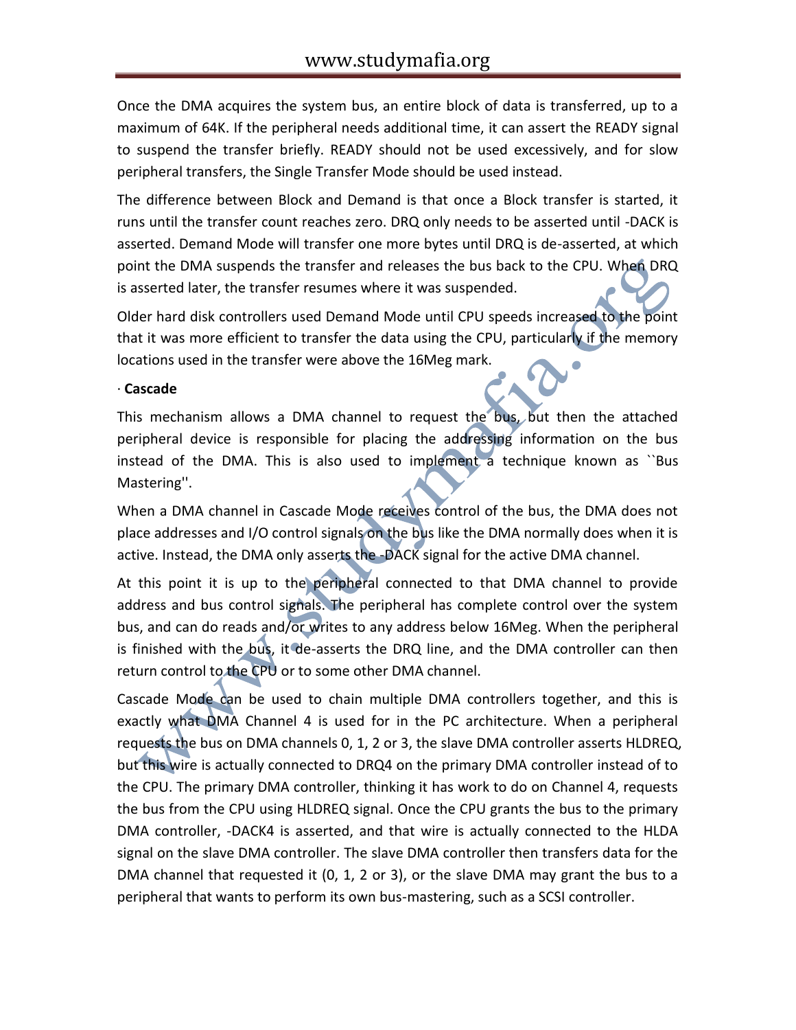Once the DMA acquires the system bus, an entire block of data is transferred, up to a maximum of 64K. If the peripheral needs additional time, it can assert the READY signal to suspend the transfer briefly. READY should not be used excessively, and for slow peripheral transfers, the Single Transfer Mode should be used instead.

The difference between Block and Demand is that once a Block transfer is started, it runs until the transfer count reaches zero. DRQ only needs to be asserted until -DACK is asserted. Demand Mode will transfer one more bytes until DRQ is de-asserted, at which point the DMA suspends the transfer and releases the bus back to the CPU. When DRQ is asserted later, the transfer resumes where it was suspended.

Older hard disk controllers used Demand Mode until CPU speeds increased to the point that it was more efficient to transfer the data using the CPU, particularly if the memory locations used in the transfer were above the 16Meg mark.

· **Cascade**

This mechanism allows a DMA channel to request the bus, but then the attached peripheral device is responsible for placing the addressing information on the bus instead of the DMA. This is also used to implement a technique known as ``Bus Mastering''.

When a DMA channel in Cascade Mode receives control of the bus, the DMA does not place addresses and I/O control signals on the bus like the DMA normally does when it is active. Instead, the DMA only asserts the -DACK signal for the active DMA channel.

At this point it is up to the peripheral connected to that DMA channel to provide address and bus control signals. The peripheral has complete control over the system bus, and can do reads and/or writes to any address below 16Meg. When the peripheral is finished with the bus, it de-asserts the DRQ line, and the DMA controller can then return control to the CPU or to some other DMA channel.

Cascade Mode can be used to chain multiple DMA controllers together, and this is exactly what DMA Channel 4 is used for in the PC architecture. When a peripheral requests the bus on DMA channels 0, 1, 2 or 3, the slave DMA controller asserts HLDREQ, but this wire is actually connected to DRQ4 on the primary DMA controller instead of to the CPU. The primary DMA controller, thinking it has work to do on Channel 4, requests the bus from the CPU using HLDREQ signal. Once the CPU grants the bus to the primary DMA controller, -DACK4 is asserted, and that wire is actually connected to the HLDA signal on the slave DMA controller. The slave DMA controller then transfers data for the DMA channel that requested it (0, 1, 2 or 3), or the slave DMA may grant the bus to a peripheral that wants to perform its own bus-mastering, such as a SCSI controller.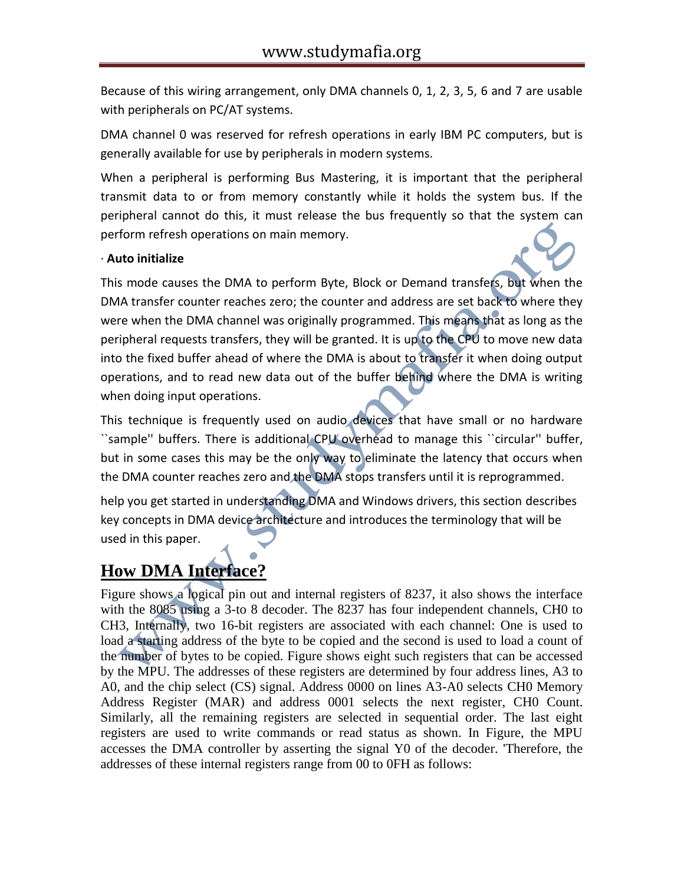Because of this wiring arrangement, only DMA channels 0, 1, 2, 3, 5, 6 and 7 are usable with peripherals on PC/AT systems.

DMA channel 0 was reserved for refresh operations in early IBM PC computers, but is generally available for use by peripherals in modern systems.

When a peripheral is performing Bus Mastering, it is important that the peripheral transmit data to or from memory constantly while it holds the system bus. If the peripheral cannot do this, it must release the bus frequently so that the system can perform refresh operations on main memory.

· **Auto initialize**

This mode causes the DMA to perform Byte, Block or Demand transfers, but when the DMA transfer counter reaches zero; the counter and address are set back to where they were when the DMA channel was originally programmed. This means that as long as the peripheral requests transfers, they will be granted. It is up to the CPU to move new data into the fixed buffer ahead of where the DMA is about to transfer it when doing output operations, and to read new data out of the buffer behind where the DMA is writing when doing input operations.

This technique is frequently used on audio devices that have small or no hardware ``sample'' buffers. There is additional CPU overhead to manage this ``circular'' buffer, but in some cases this may be the only way to eliminate the latency that occurs when the DMA counter reaches zero and the DMA stops transfers until it is reprogrammed.

help you get started in understanding DMA and Windows drivers, this section describes key concepts in DMA device architecture and introduces the terminology that will be used in this paper.

## How DMA Interface?

Figure shows a logical pin out and internal registers of 8237, it also shows the interface with the 8085 using a 3-to 8 decoder. The 8237 has four independent channels, CH0 to CH3, Internally, two 16-bit registers are associated with each channel: One is used to load a starting address of the byte to be copied and the second is used to load a count of the number of bytes to be copied. Figure shows eight such registers that can be accessed by the MPU. The addresses of these registers are determined by four address lines, A3 to A0, and the chip select (CS) signal. Address 0000 on lines A3-A0 selects CH0 Memory Address Register (MAR) and address 0001 selects the next register, CH0 Count. Similarly, all the remaining registers are selected in sequential order. The last eight registers are used to write commands or read status as shown. In Figure, the MPU accesses the DMA controller by asserting the signal Y0 of the decoder. 'Therefore, the addresses of these internal registers range from 00 to 0FH as follows: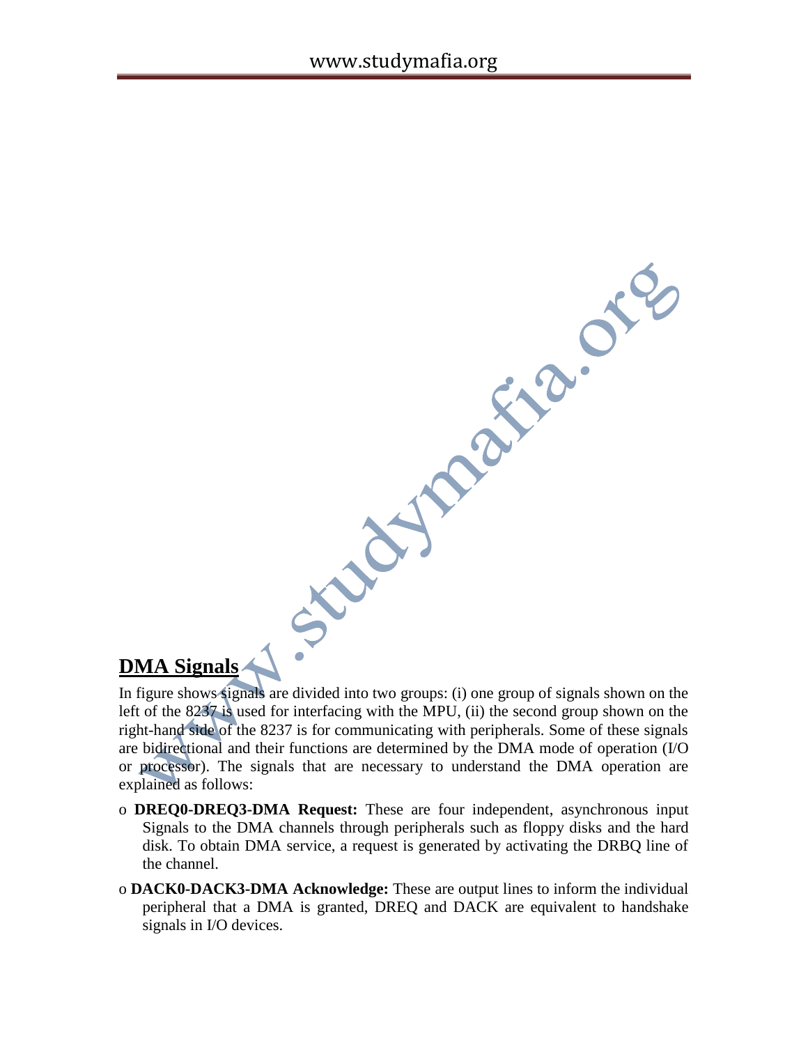## DMA Signals

In figure shows signals are divided into two groups: (i) one group of signals shown on the left of the 8237 is used for interfacing with the MPU, (ii) the second group shown on the right-hand side of the 8237 is for communicating with peripherals. Some of these signals are bidirectional and their functions are determined by the DMA mode of operation (I/O or processor). The signals that are necessary to understand the DMA operation are explained as follows:

- **DREQ0-DREQ3-DMA Request:** These are four independent, asynchronous input Signals to the DMA channels through peripherals such as floppy disks and the hard disk. To obtain DMA service, a request is generated by activating the DRBQ line of the channel.
- **DACK0-DACK3-DMA Acknowledge:** These are output lines to inform the individual peripheral that a DMA is granted, DREQ and DACK are equivalent to handshake signals in I/O devices.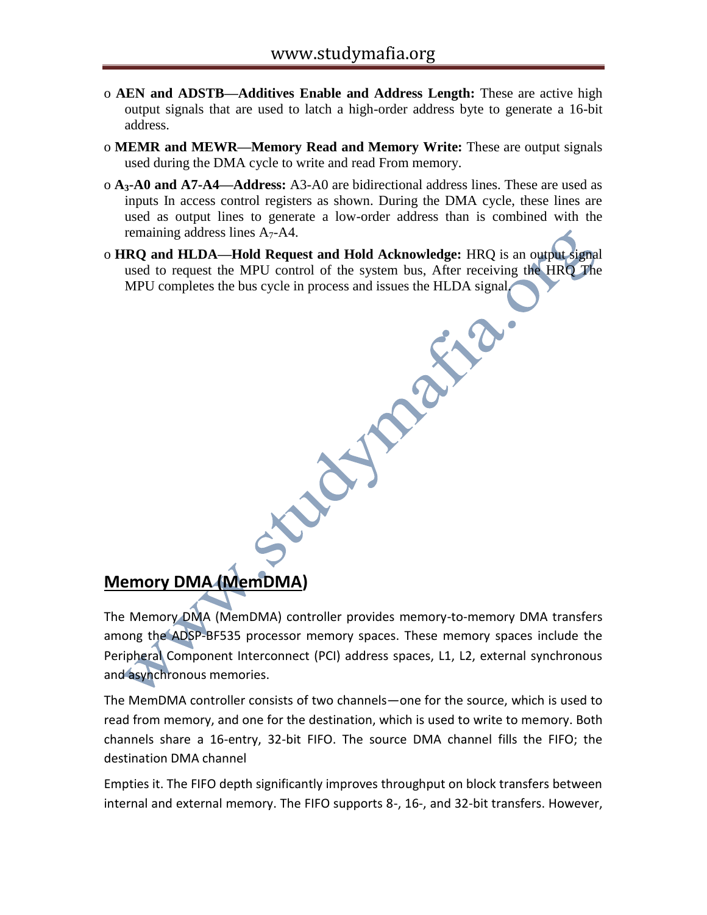- o **AEN and ADSTB—Additives Enable and Address Length:** These are active high output signals that are used to latch a high-order address byte to generate a 16-bit address.
- o **MEMR and MEWR—Memory Read and Memory Write:** These are output signals used during the DMA cycle to write and read From memory.
- o **$A_3$-A0 and A7-A4—Address:** A3-A0 are bidirectional address lines. These are used as inputs In access control registers as shown. During the DMA cycle, these lines are used as output lines to generate a low-order address than is combined with the remaining address lines $A_7$-A4.
- o **HRQ and HLDA—Hold Request and Hold Acknowledge:** HRQ is an output signal used to request the MPU control of the system bus, After receiving the HRQ The MPU completes the bus cycle in process and issues the HLDA signal.

## Memory DMA (MemDMA)

The Memory DMA (MemDMA) controller provides memory-to-memory DMA transfers among the ADSP-BF535 processor memory spaces. These memory spaces include the Peripheral Component Interconnect (PCI) address spaces, L1, L2, external synchronous and asynchronous memories.

The MemDMA controller consists of two channels—one for the source, which is used to read from memory, and one for the destination, which is used to write to memory. Both channels share a 16-entry, 32-bit FIFO. The source DMA channel fills the FIFO; the destination DMA channel

Empties it. The FIFO depth significantly improves throughput on block transfers between internal and external memory. The FIFO supports 8-, 16-, and 32-bit transfers. However,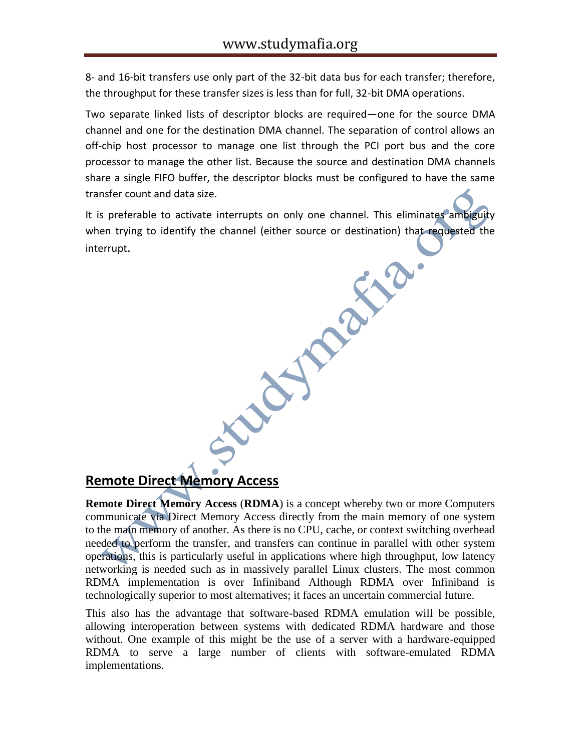8- and 16-bit transfers use only part of the 32-bit data bus for each transfer; therefore, the throughput for these transfer sizes is less than for full, 32-bit DMA operations.

Two separate linked lists of descriptor blocks are required—one for the source DMA channel and one for the destination DMA channel. The separation of control allows an off-chip host processor to manage one list through the PCI port bus and the core processor to manage the other list. Because the source and destination DMA channels share a single FIFO buffer, the descriptor blocks must be configured to have the same transfer count and data size.

It is preferable to activate interrupts on only one channel. This eliminates ambiguity when trying to identify the channel (either source or destination) that requested the interrupt.

## Remote Direct Memory Access

**Remote Direct Memory Access** (**RDMA**) is a concept whereby two or more Computers communicate via Direct Memory Access directly from the main memory of one system to the main memory of another. As there is no CPU, cache, or context switching overhead needed to perform the transfer, and transfers can continue in parallel with other system operations, this is particularly useful in applications where high throughput, low latency networking is needed such as in massively parallel Linux clusters. The most common RDMA implementation is over Infiniband Although RDMA over Infiniband is technologically superior to most alternatives; it faces an uncertain commercial future.

This also has the advantage that software-based RDMA emulation will be possible, allowing interoperation between systems with dedicated RDMA hardware and those without. One example of this might be the use of a server with a hardware-equipped RDMA to serve a large number of clients with software-emulated RDMA implementations.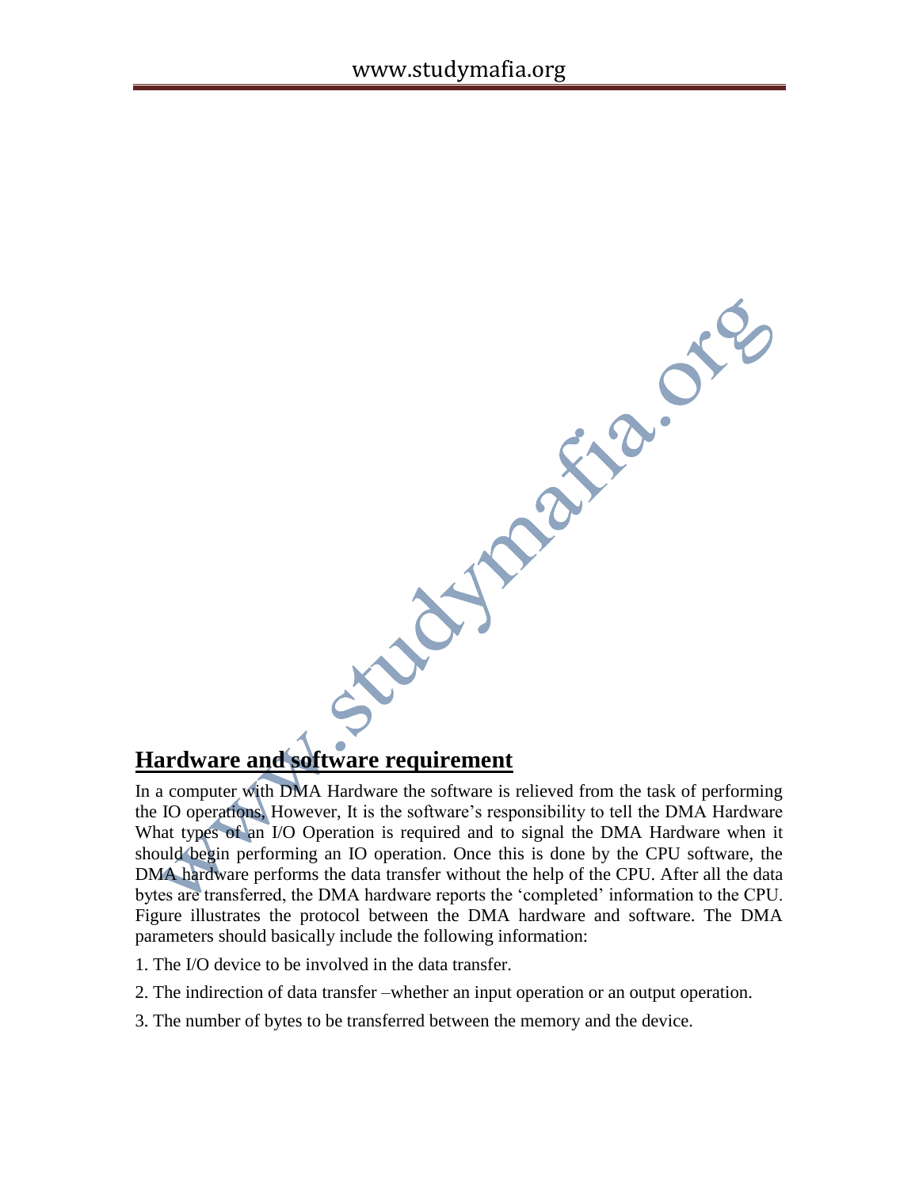## Hardware and software requirement

In a computer with DMA Hardware the software is relieved from the task of performing the IO operations, However, It is the software's responsibility to tell the DMA Hardware What types of an I/O Operation is required and to signal the DMA Hardware when it should begin performing an IO operation. Once this is done by the CPU software, the DMA hardware performs the data transfer without the help of the CPU. After all the data bytes are transferred, the DMA hardware reports the 'completed' information to the CPU. Figure illustrates the protocol between the DMA hardware and software. The DMA parameters should basically include the following information:

1. The I/O device to be involved in the data transfer.

2. The indirection of data transfer –whether an input operation or an output operation.

3. The number of bytes to be transferred between the memory and the device.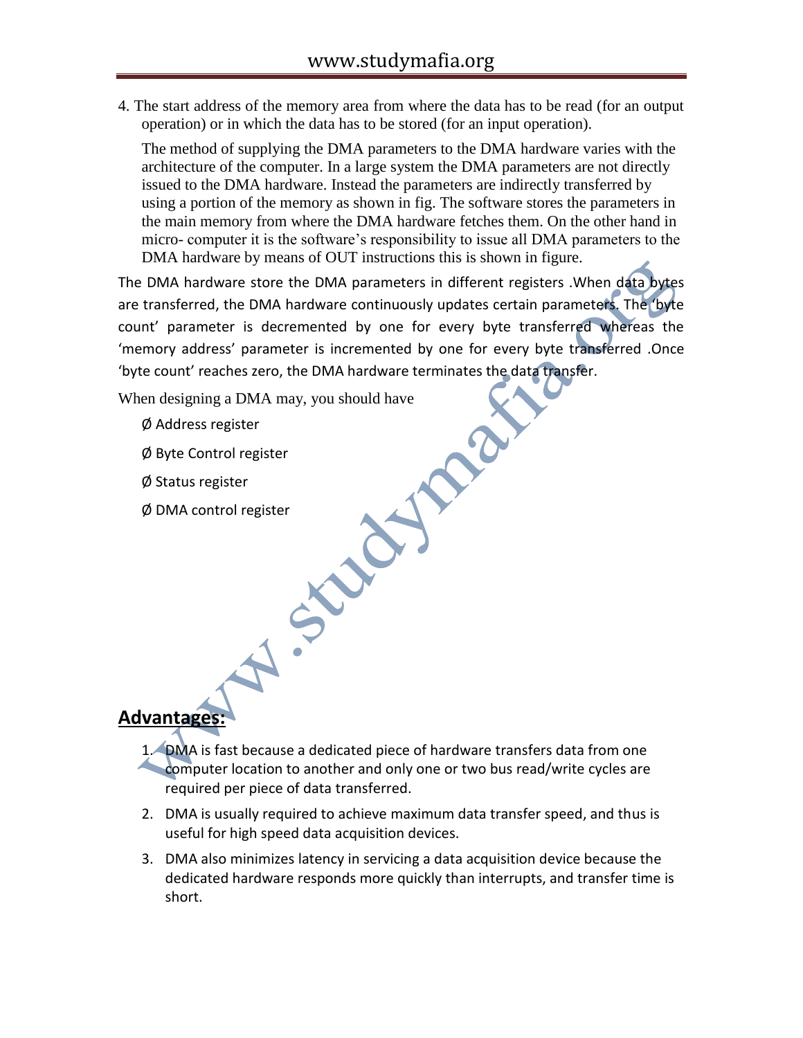4. The start address of the memory area from where the data has to be read (for an output operation) or in which the data has to be stored (for an input operation).

   The method of supplying the DMA parameters to the DMA hardware varies with the architecture of the computer. In a large system the DMA parameters are not directly issued to the DMA hardware. Instead the parameters are indirectly transferred by using a portion of the memory as shown in fig. The software stores the parameters in the main memory from where the DMA hardware fetches them. On the other hand in micro- computer it is the software's responsibility to issue all DMA parameters to the DMA hardware by means of OUT instructions this is shown in figure.

The DMA hardware store the DMA parameters in different registers .When data bytes are transferred, the DMA hardware continuously updates certain parameters. The 'byte count' parameter is decremented by one for every byte transferred whereas the 'memory address' parameter is incremented by one for every byte transferred .Once 'byte count' reaches zero, the DMA hardware terminates the data transfer.

When designing a DMA may, you should have

- Ø Address register
- Ø Byte Control register
- Ø Status register
- Ø DMA control register

## Advantages:

1. DMA is fast because a dedicated piece of hardware transfers data from one computer location to another and only one or two bus read/write cycles are required per piece of data transferred.
2. DMA is usually required to achieve maximum data transfer speed, and thus is useful for high speed data acquisition devices.
3. DMA also minimizes latency in servicing a data acquisition device because the dedicated hardware responds more quickly than interrupts, and transfer time is short.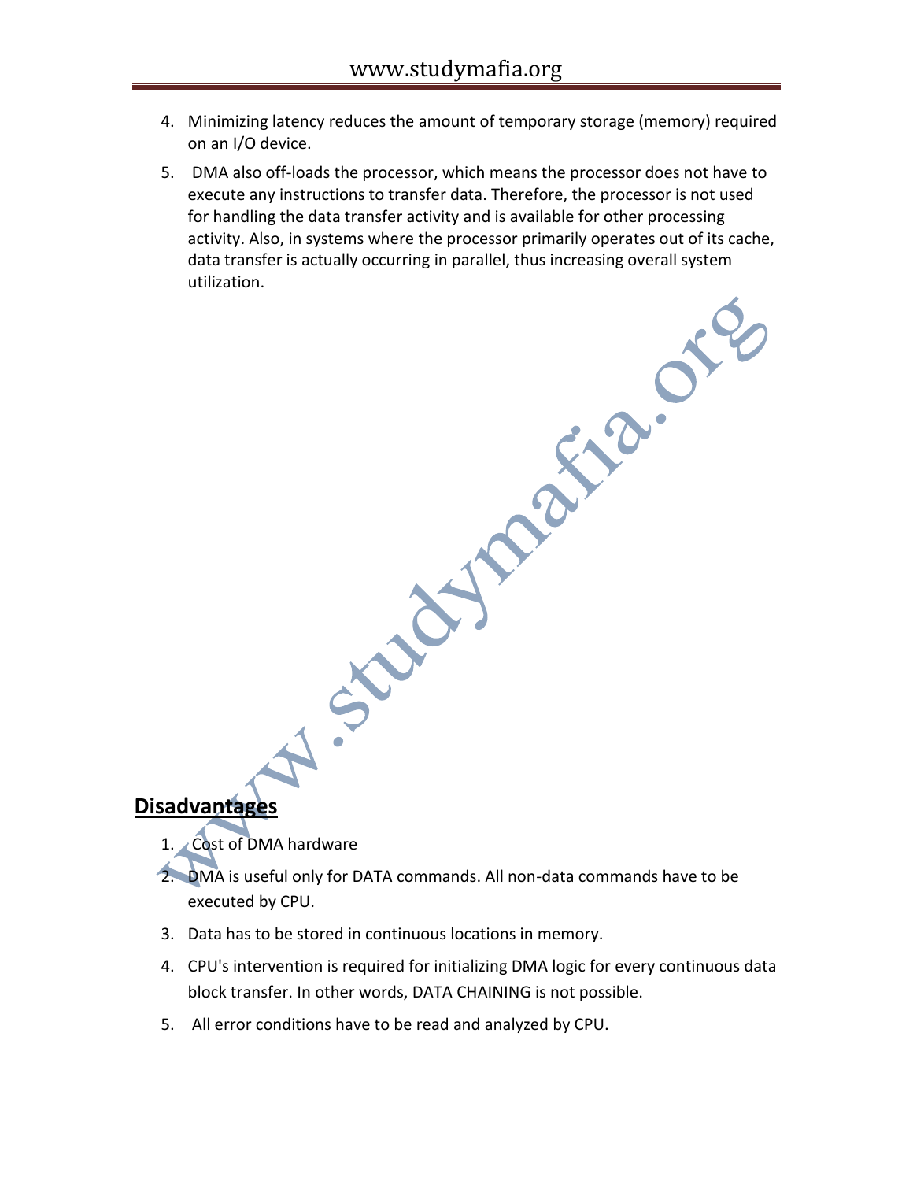4. Minimizing latency reduces the amount of temporary storage (memory) required on an I/O device.
5. DMA also off-loads the processor, which means the processor does not have to execute any instructions to transfer data. Therefore, the processor is not used for handling the data transfer activity and is available for other processing activity. Also, in systems where the processor primarily operates out of its cache, data transfer is actually occurring in parallel, thus increasing overall system utilization.

## Disadvantages

1. Cost of DMA hardware
2. DMA is useful only for DATA commands. All non-data commands have to be executed by CPU.
3. Data has to be stored in continuous locations in memory.
4. CPU's intervention is required for initializing DMA logic for every continuous data block transfer. In other words, DATA CHAINING is not possible.
5. All error conditions have to be read and analyzed by CPU.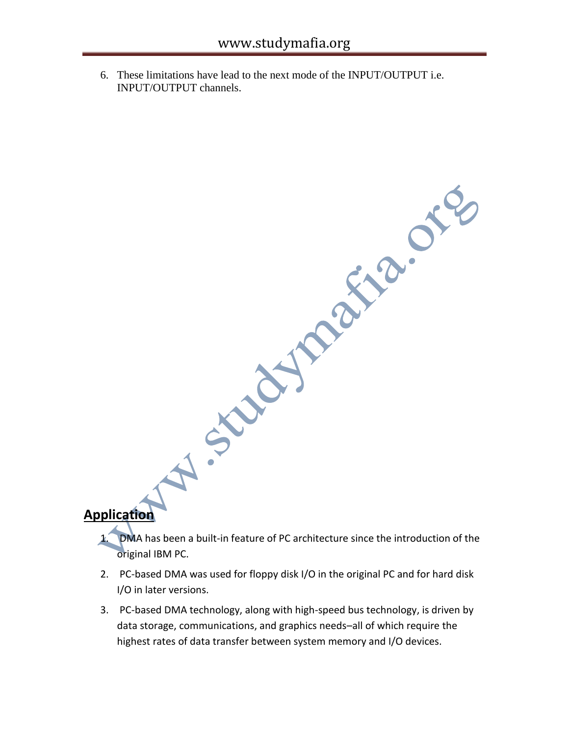6. These limitations have lead to the next mode of the INPUT/OUTPUT i.e. INPUT/OUTPUT channels.

## Application

1. DMA has been a built-in feature of PC architecture since the introduction of the original IBM PC.
2. PC-based DMA was used for floppy disk I/O in the original PC and for hard disk I/O in later versions.
3. PC-based DMA technology, along with high-speed bus technology, is driven by data storage, communications, and graphics needs–all of which require the highest rates of data transfer between system memory and I/O devices.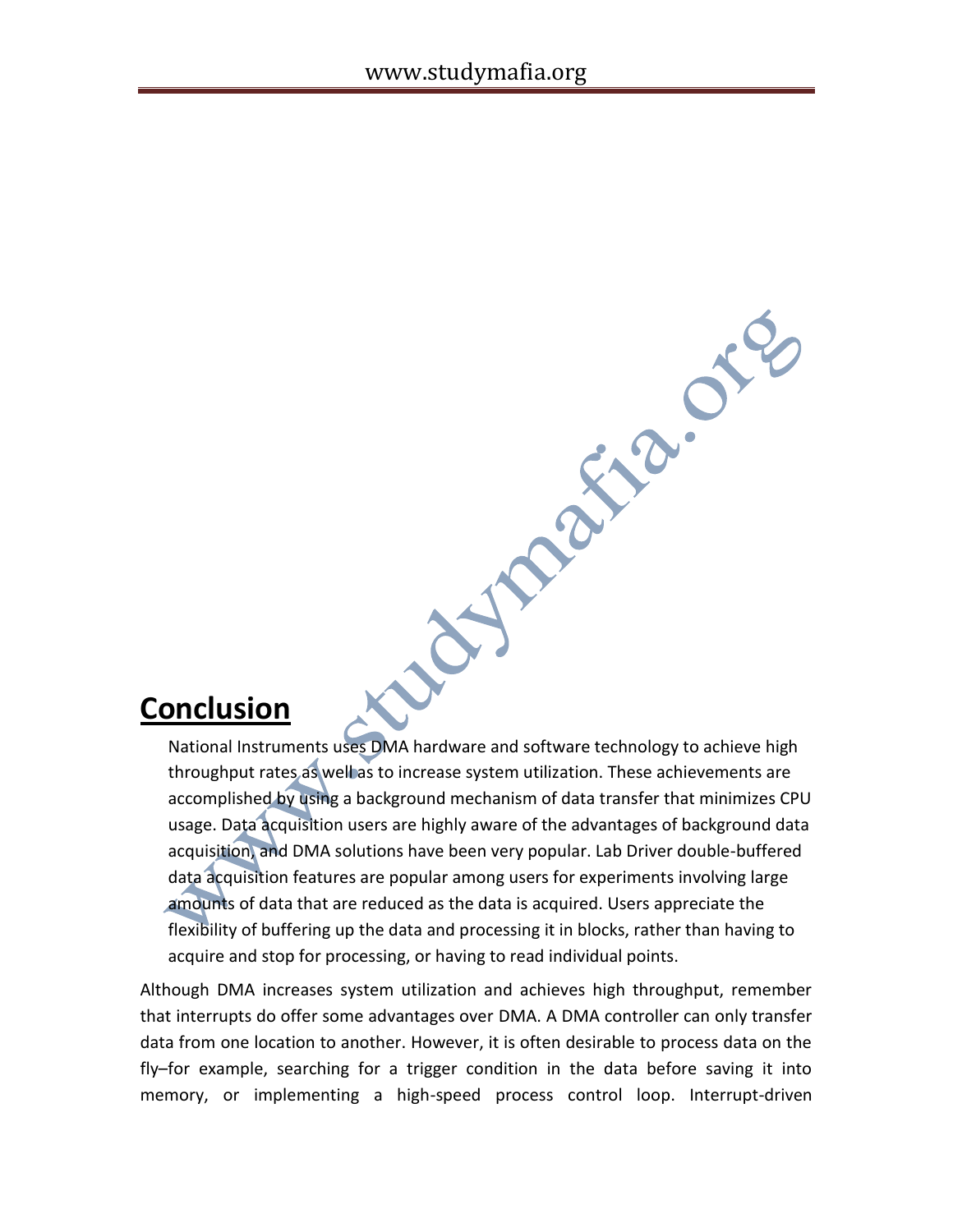## Conclusion

National Instruments uses DMA hardware and software technology to achieve high throughput rates as well as to increase system utilization. These achievements are accomplished by using a background mechanism of data transfer that minimizes CPU usage. Data acquisition users are highly aware of the advantages of background data acquisition, and DMA solutions have been very popular. Lab Driver double-buffered data acquisition features are popular among users for experiments involving large amounts of data that are reduced as the data is acquired. Users appreciate the flexibility of buffering up the data and processing it in blocks, rather than having to acquire and stop for processing, or having to read individual points.

Although DMA increases system utilization and achieves high throughput, remember that interrupts do offer some advantages over DMA. A DMA controller can only transfer data from one location to another. However, it is often desirable to process data on the fly–for example, searching for a trigger condition in the data before saving it into memory, or implementing a high-speed process control loop. Interrupt-driven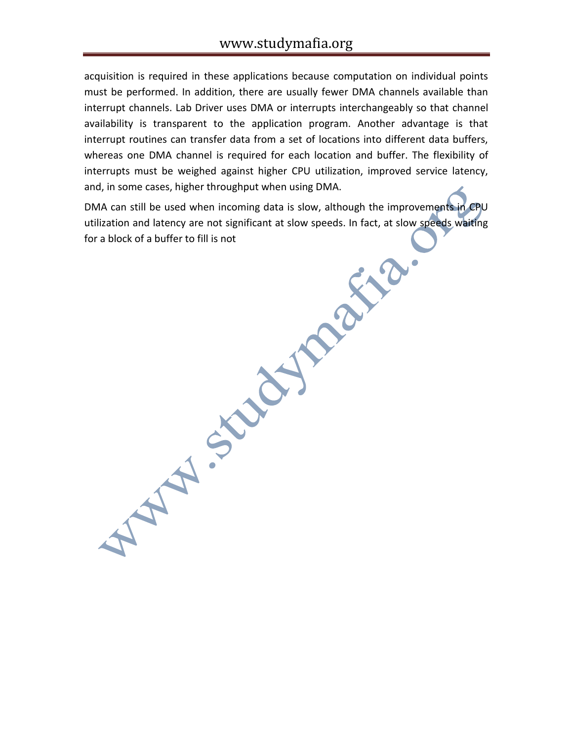acquisition is required in these applications because computation on individual points must be performed. In addition, there are usually fewer DMA channels available than interrupt channels. Lab Driver uses DMA or interrupts interchangeably so that channel availability is transparent to the application program. Another advantage is that interrupt routines can transfer data from a set of locations into different data buffers, whereas one DMA channel is required for each location and buffer. The flexibility of interrupts must be weighed against higher CPU utilization, improved service latency, and, in some cases, higher throughput when using DMA.

DMA can still be used when incoming data is slow, although the improvements in CPU utilization and latency are not significant at slow speeds. In fact, at slow speeds waiting for a block of a buffer to fill is not